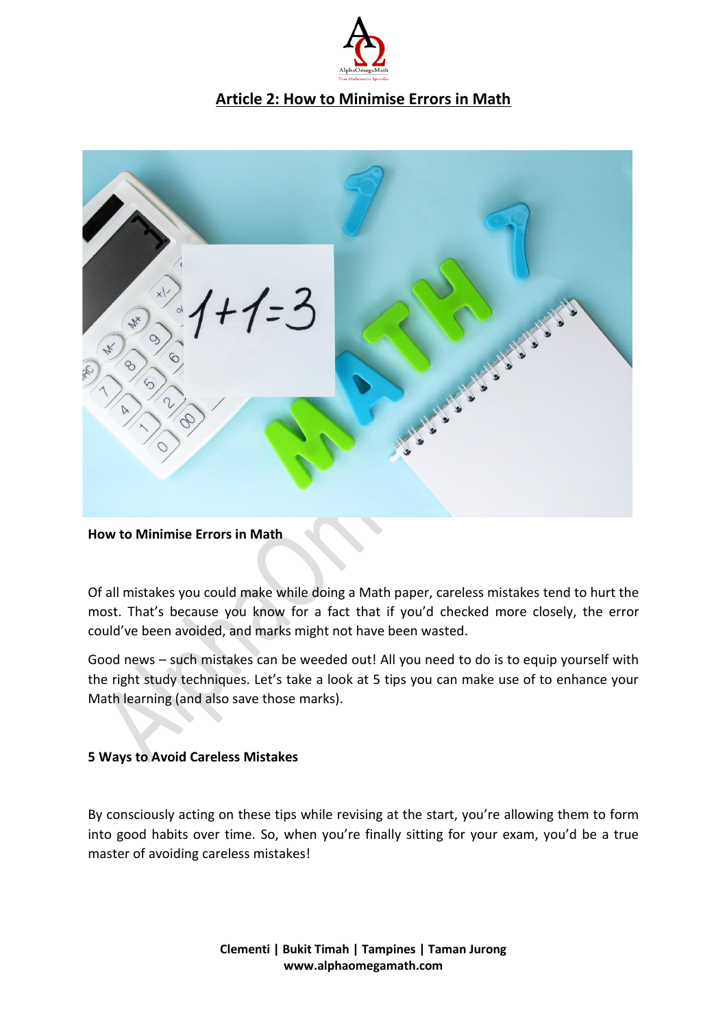# Article 2: How to Minimise Errors in Math

**How to Minimise Errors in Math**

Of all mistakes you could make while doing a Math paper, careless mistakes tend to hurt the most. That's because you know for a fact that if you'd checked more closely, the error could've been avoided, and marks might not have been wasted.

Good news – such mistakes can be weeded out! All you need to do is to equip yourself with the right study techniques. Let's take a look at 5 tips you can make use of to enhance your Math learning (and also save those marks).

## 5 Ways to Avoid Careless Mistakes

By consciously acting on these tips while revising at the start, you're allowing them to form into good habits over time. So, when you're finally sitting for your exam, you'd be a true master of avoiding careless mistakes!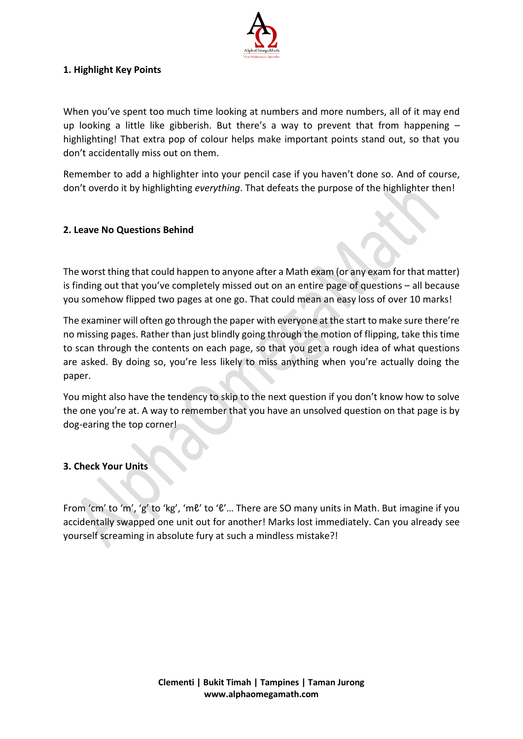### 1. Highlight Key Points

When you've spent too much time looking at numbers and more numbers, all of it may end up looking a little like gibberish. But there's a way to prevent that from happening – highlighting! That extra pop of colour helps make important points stand out, so that you don't accidentally miss out on them.

Remember to add a highlighter into your pencil case if you haven't done so. And of course, don't overdo it by highlighting *everything*. That defeats the purpose of the highlighter then!

### 2. Leave No Questions Behind

The worst thing that could happen to anyone after a Math exam (or any exam for that matter) is finding out that you've completely missed out on an entire page of questions – all because you somehow flipped two pages at one go. That could mean an easy loss of over 10 marks!

The examiner will often go through the paper with everyone at the start to make sure there're no missing pages. Rather than just blindly going through the motion of flipping, take this time to scan through the contents on each page, so that you get a rough idea of what questions are asked. By doing so, you're less likely to miss anything when you're actually doing the paper.

You might also have the tendency to skip to the next question if you don't know how to solve the one you're at. A way to remember that you have an unsolved question on that page is by dog-earing the top corner!

### 3. Check Your Units

From 'cm' to 'm', 'g' to 'kg', 'mℓ' to 'ℓ'… There are SO many units in Math. But imagine if you accidentally swapped one unit out for another! Marks lost immediately. Can you already see yourself screaming in absolute fury at such a mindless mistake?!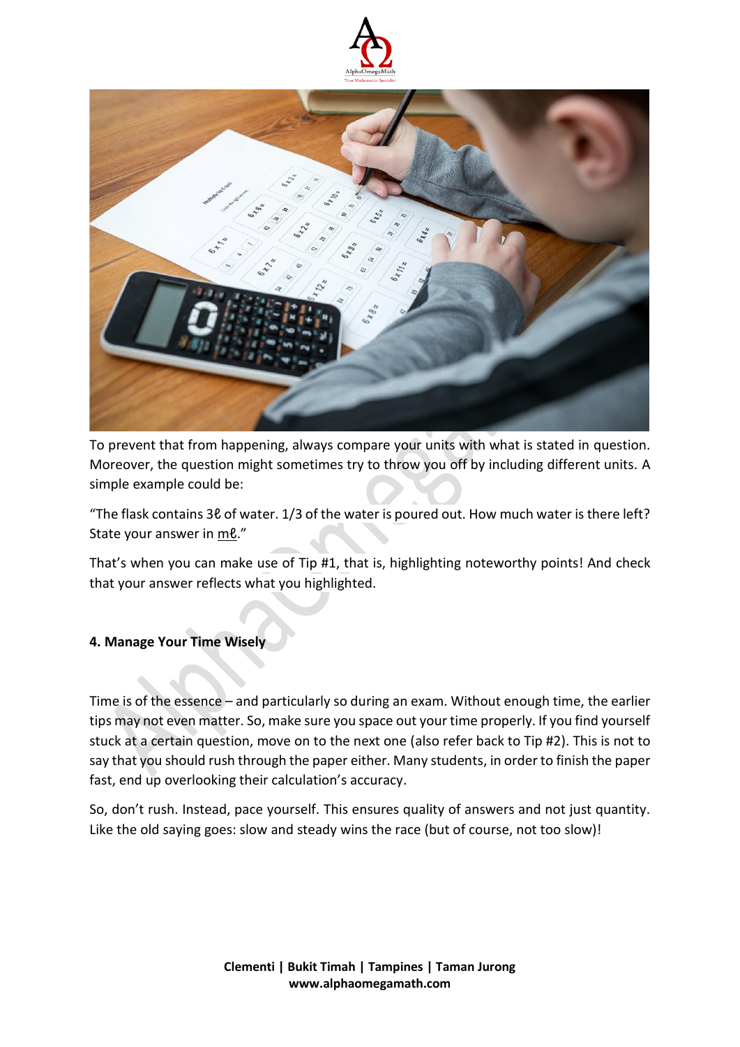To prevent that from happening, always compare your units with what is stated in question. Moreover, the question might sometimes try to throw you off by including different units. A simple example could be:

"The flask contains 3ℓ of water. 1/3 of the water is poured out. How much water is there left? State your answer in mℓ."

That's when you can make use of Tip #1, that is, highlighting noteworthy points! And check that your answer reflects what you highlighted.

**4. Manage Your Time Wisely**

Time is of the essence – and particularly so during an exam. Without enough time, the earlier tips may not even matter. So, make sure you space out your time properly. If you find yourself stuck at a certain question, move on to the next one (also refer back to Tip #2). This is not to say that you should rush through the paper either. Many students, in order to finish the paper fast, end up overlooking their calculation's accuracy.

So, don't rush. Instead, pace yourself. This ensures quality of answers and not just quantity. Like the old saying goes: slow and steady wins the race (but of course, not too slow)!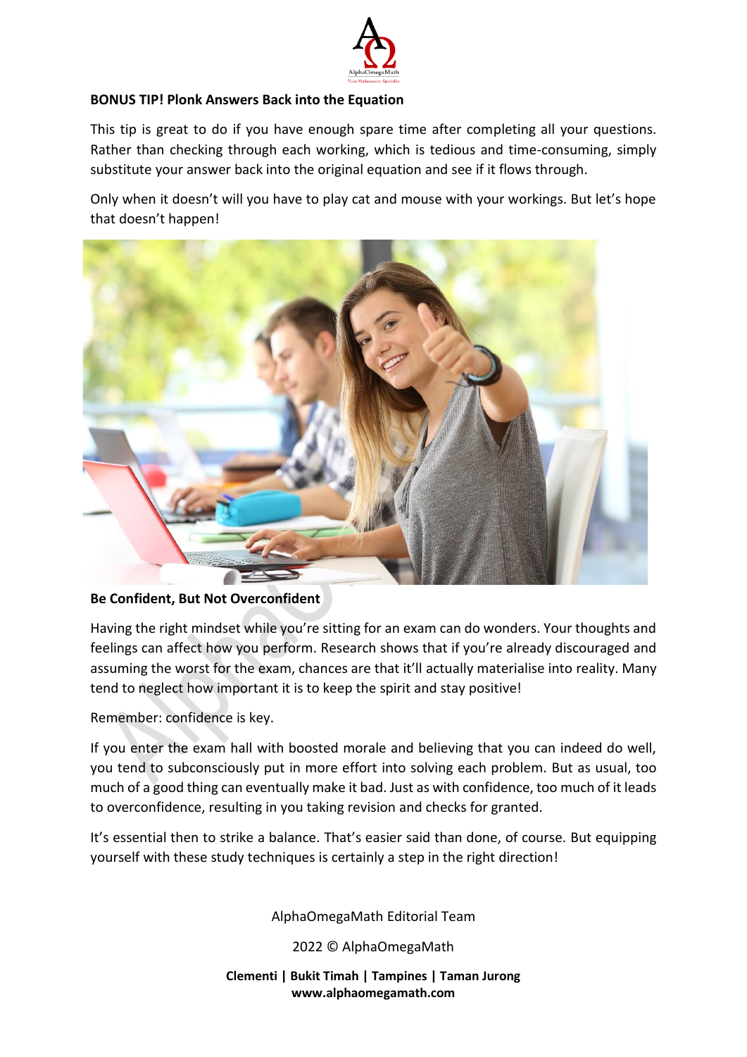**BONUS TIP! Plonk Answers Back into the Equation**

This tip is great to do if you have enough spare time after completing all your questions. Rather than checking through each working, which is tedious and time-consuming, simply substitute your answer back into the original equation and see if it flows through.

Only when it doesn't will you have to play cat and mouse with your workings. But let's hope that doesn't happen!

**Be Confident, But Not Overconfident**

Having the right mindset while you're sitting for an exam can do wonders. Your thoughts and feelings can affect how you perform. Research shows that if you're already discouraged and assuming the worst for the exam, chances are that it'll actually materialise into reality. Many tend to neglect how important it is to keep the spirit and stay positive!

Remember: confidence is key.

If you enter the exam hall with boosted morale and believing that you can indeed do well, you tend to subconsciously put in more effort into solving each problem. But as usual, too much of a good thing can eventually make it bad. Just as with confidence, too much of it leads to overconfidence, resulting in you taking revision and checks for granted.

It's essential then to strike a balance. That's easier said than done, of course. But equipping yourself with these study techniques is certainly a step in the right direction!

AlphaOmegaMath Editorial Team

2022 © AlphaOmegaMath

**Clementi | Bukit Timah | Tampines | Taman Jurong**
**www.alphaomegamath.com**